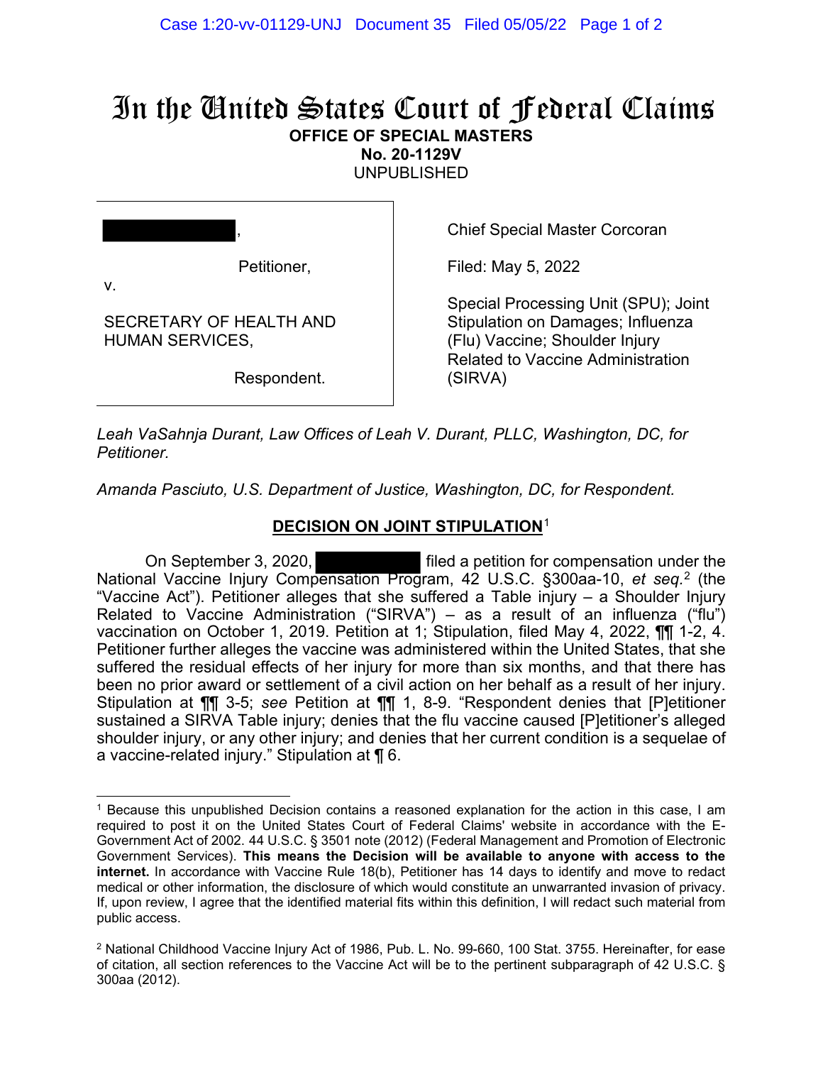# In the United States Court of Federal Claims

**OFFICE OF SPECIAL MASTERS**
**No. 20-1129V**
UNPUBLISHED

████████████,

Petitioner,

v.

SECRETARY OF HEALTH AND HUMAN SERVICES,

Respondent.

Chief Special Master Corcoran

Filed: May 5, 2022

Special Processing Unit (SPU); Joint Stipulation on Damages; Influenza (Flu) Vaccine; Shoulder Injury Related to Vaccine Administration (SIRVA)

*Leah VaSahnja Durant, Law Offices of Leah V. Durant, PLLC, Washington, DC, for Petitioner.*

*Amanda Pasciuto, U.S. Department of Justice, Washington, DC, for Respondent.*

## DECISION ON JOINT STIPULATION[1]

On September 3, 2020, ████████████ filed a petition for compensation under the National Vaccine Injury Compensation Program, 42 U.S.C. §300aa-10, *et seq.*[2] (the "Vaccine Act"). Petitioner alleges that she suffered a Table injury – a Shoulder Injury Related to Vaccine Administration ("SIRVA") – as a result of an influenza ("flu") vaccination on October 1, 2019. Petition at 1; Stipulation, filed May 4, 2022, ¶¶ 1-2, 4. Petitioner further alleges the vaccine was administered within the United States, that she suffered the residual effects of her injury for more than six months, and that there has been no prior award or settlement of a civil action on her behalf as a result of her injury. Stipulation at ¶¶ 3-5; *see* Petition at ¶¶ 1, 8-9. "Respondent denies that [P]etitioner sustained a SIRVA Table injury; denies that the flu vaccine caused [P]etitioner's alleged shoulder injury, or any other injury; and denies that her current condition is a sequelae of a vaccine-related injury." Stipulation at ¶ 6.

---

[1] Because this unpublished Decision contains a reasoned explanation for the action in this case, I am required to post it on the United States Court of Federal Claims' website in accordance with the E-Government Act of 2002. 44 U.S.C. § 3501 note (2012) (Federal Management and Promotion of Electronic Government Services). **This means the Decision will be available to anyone with access to the internet.** In accordance with Vaccine Rule 18(b), Petitioner has 14 days to identify and move to redact medical or other information, the disclosure of which would constitute an unwarranted invasion of privacy. If, upon review, I agree that the identified material fits within this definition, I will redact such material from public access.

[2] National Childhood Vaccine Injury Act of 1986, Pub. L. No. 99-660, 100 Stat. 3755. Hereinafter, for ease of citation, all section references to the Vaccine Act will be to the pertinent subparagraph of 42 U.S.C. § 300aa (2012).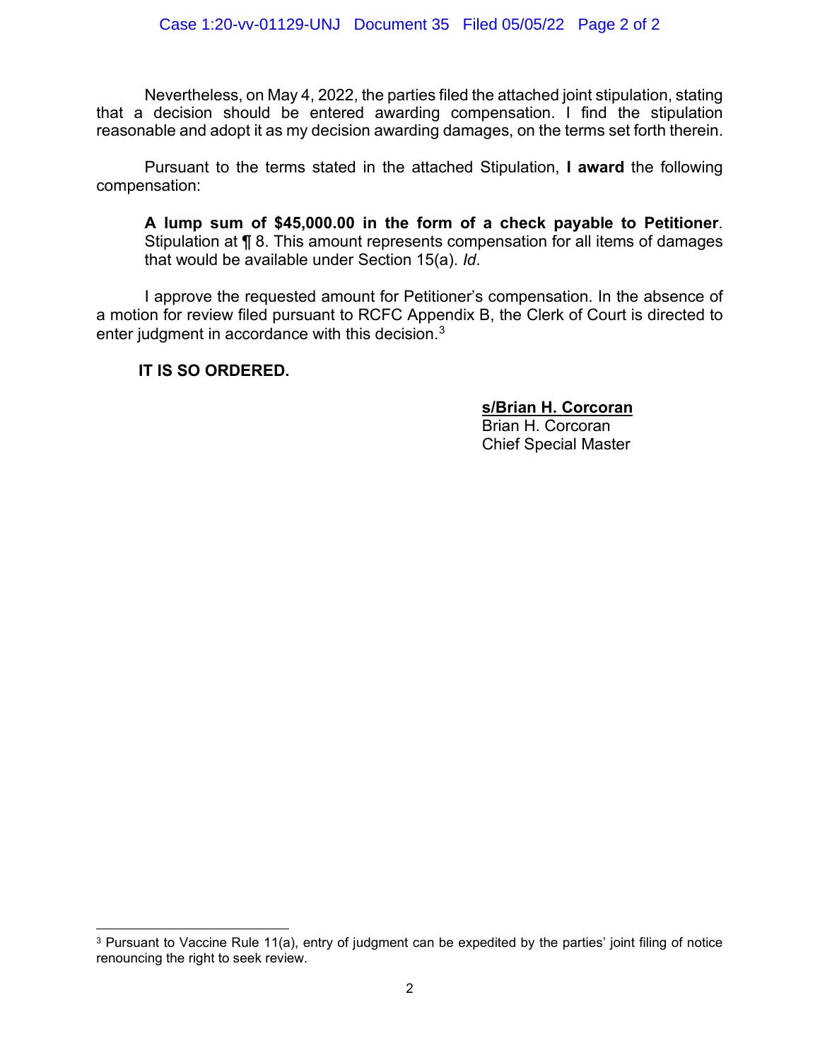Nevertheless, on May 4, 2022, the parties filed the attached joint stipulation, stating that a decision should be entered awarding compensation. I find the stipulation reasonable and adopt it as my decision awarding damages, on the terms set forth therein.

Pursuant to the terms stated in the attached Stipulation, **I award** the following compensation:

> **A lump sum of $45,000.00 in the form of a check payable to Petitioner**. Stipulation at ¶ 8. This amount represents compensation for all items of damages that would be available under Section 15(a). *Id*.

I approve the requested amount for Petitioner's compensation. In the absence of a motion for review filed pursuant to RCFC Appendix B, the Clerk of Court is directed to enter judgment in accordance with this decision.[3]

**IT IS SO ORDERED.**

**s/Brian H. Corcoran**
Brian H. Corcoran
Chief Special Master

---

[3] Pursuant to Vaccine Rule 11(a), entry of judgment can be expedited by the parties' joint filing of notice renouncing the right to seek review.